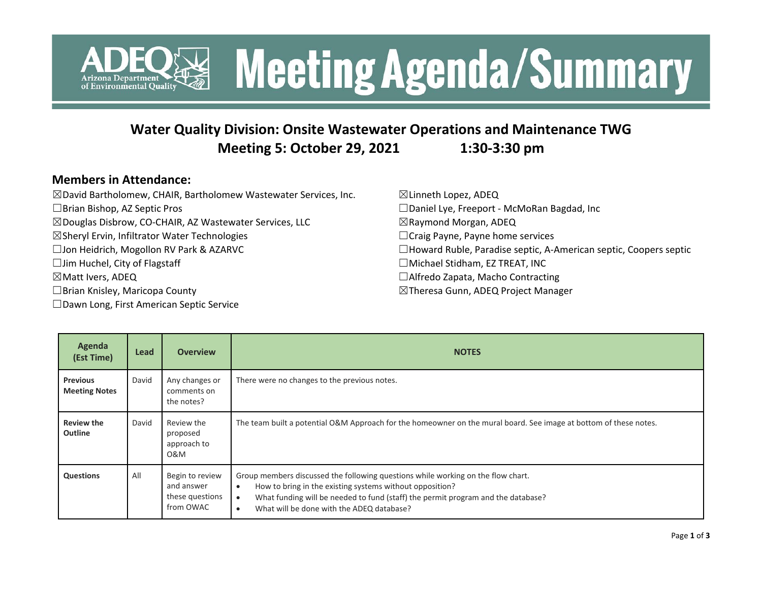# Meeting Agenda/Summary

## Water Quality Division: Onsite Wastewater Operations and Maintenance TWG

## Meeting 5: October 29, 2021 1:30-3:30 pm

### Members in Attendance:

☒David Bartholomew, CHAIR, Bartholomew Wastewater Services, Inc.
☐Brian Bishop, AZ Septic Pros
☒Douglas Disbrow, CO-CHAIR, AZ Wastewater Services, LLC
☒Sheryl Ervin, Infiltrator Water Technologies
☐Jon Heidrich, Mogollon RV Park & AZARVC
☐Jim Huchel, City of Flagstaff
☒Matt Ivers, ADEQ
☐Brian Knisley, Maricopa County
☐Dawn Long, First American Septic Service
☒Linneth Lopez, ADEQ
☐Daniel Lye, Freeport - McMoRan Bagdad, Inc
☒Raymond Morgan, ADEQ
☐Craig Payne, Payne home services
☐Howard Ruble, Paradise septic, A-American septic, Coopers septic
☐Michael Stidham, EZ TREAT, INC
☐Alfredo Zapata, Macho Contracting
☒Theresa Gunn, ADEQ Project Manager

| Agenda (Est Time) | Lead | Overview | NOTES |
|---|---|---|---|
| **Previous Meeting Notes** | David | Any changes or comments on the notes? | There were no changes to the previous notes. |
| **Review the Outline** | David | Review the proposed approach to O&M | The team built a potential O&M Approach for the homeowner on the mural board. See image at bottom of these notes. |
| **Questions** | All | Begin to review and answer these questions from OWAC | Group members discussed the following questions while working on the flow chart.<br>• How to bring in the existing systems without opposition?<br>• What funding will be needed to fund (staff) the permit program and the database?<br>• What will be done with the ADEQ database? |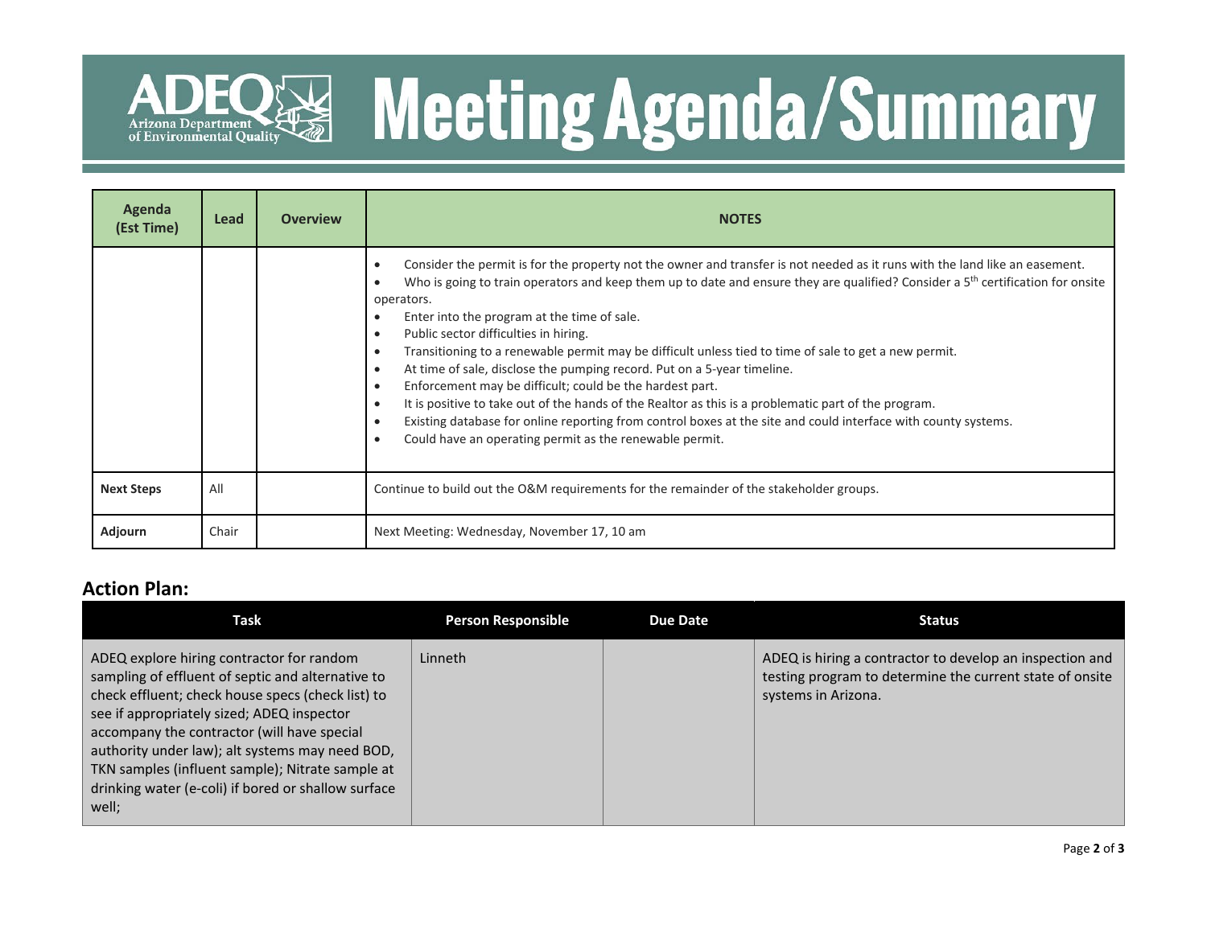# Meeting Agenda/Summary

| Agenda (Est Time) | Lead | Overview | NOTES |
|---|---|---|---|
| | | | • Consider the permit is for the property not the owner and transfer is not needed as it runs with the land like an easement.<br>• Who is going to train operators and keep them up to date and ensure they are qualified? Consider a 5th certification for onsite operators.<br>• Enter into the program at the time of sale.<br>• Public sector difficulties in hiring.<br>• Transitioning to a renewable permit may be difficult unless tied to time of sale to get a new permit.<br>• At time of sale, disclose the pumping record. Put on a 5-year timeline.<br>• Enforcement may be difficult; could be the hardest part.<br>• It is positive to take out of the hands of the Realtor as this is a problematic part of the program.<br>• Existing database for online reporting from control boxes at the site and could interface with county systems.<br>• Could have an operating permit as the renewable permit. |
| **Next Steps** | All | | Continue to build out the O&M requirements for the remainder of the stakeholder groups. |
| **Adjourn** | Chair | | Next Meeting: Wednesday, November 17, 10 am |

## Action Plan:

| Task | Person Responsible | Due Date | Status |
|---|---|---|---|
| ADEQ explore hiring contractor for random sampling of effluent of septic and alternative to check effluent; check house specs (check list) to see if appropriately sized; ADEQ inspector accompany the contractor (will have special authority under law); alt systems may need BOD, TKN samples (influent sample); Nitrate sample at drinking water (e-coli) if bored or shallow surface well; | Linneth | | ADEQ is hiring a contractor to develop an inspection and testing program to determine the current state of onsite systems in Arizona. |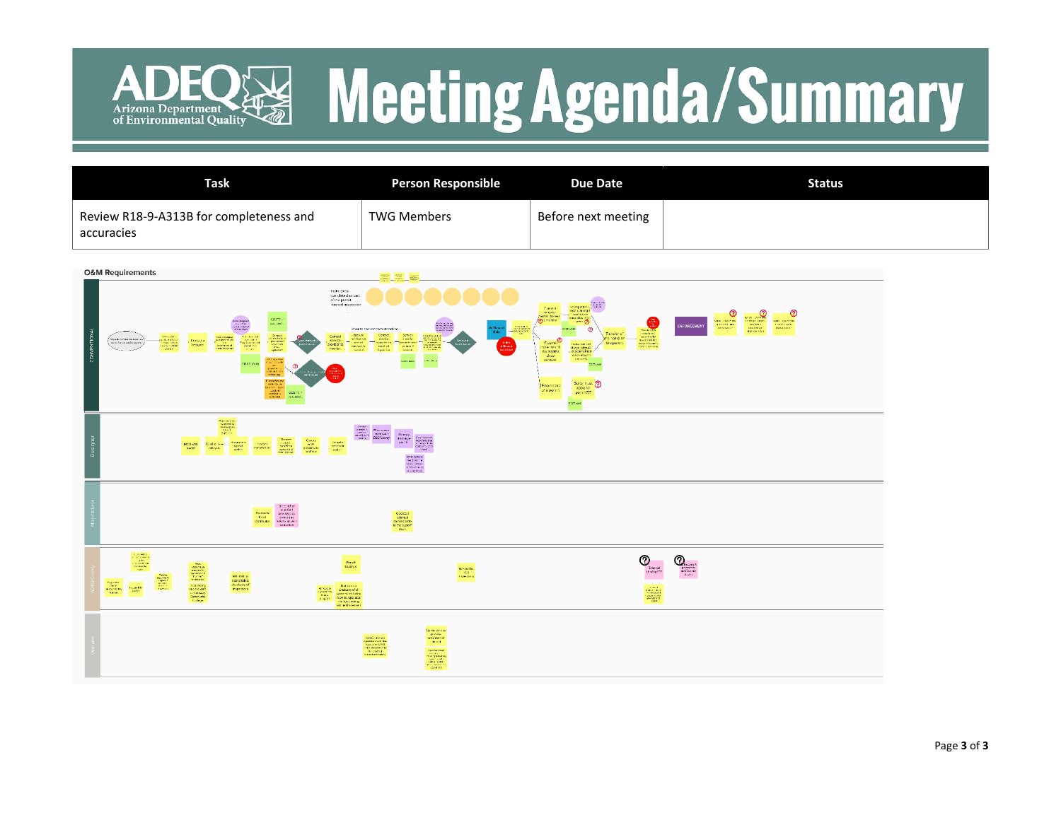| Task | Person Responsible | Due Date | Status |
|---|---|---|---|
| Review R18-9-A313B for completeness and accuracies | TWG Members | Before next meeting | |

O&M Requirements

CONVENTIONAL

Designer

Manufacturer

ADEQ/County

Operator

ENFORCEMENT